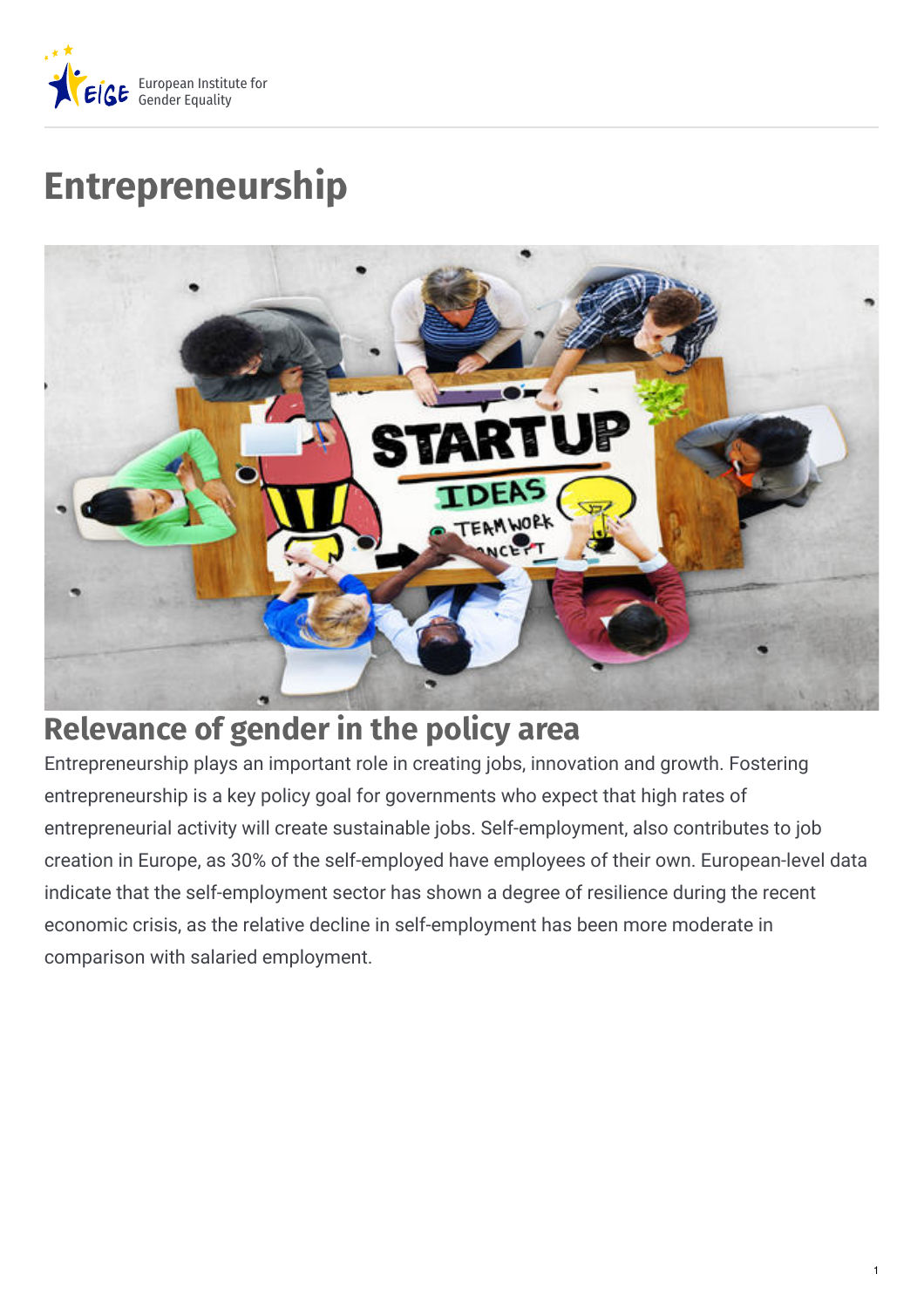# Entrepreneurship

## Relevance of gender in the policy area

Entrepreneurship plays an important role in creating jobs, innovation and growth. Fostering entrepreneurship is a key policy goal for governments who expect that high rates of entrepreneurial activity will create sustainable jobs. Self-employment, also contributes to job creation in Europe, as 30% of the self-employed have employees of their own. European-level data indicate that the self-employment sector has shown a degree of resilience during the recent economic crisis, as the relative decline in self-employment has been more moderate in comparison with salaried employment.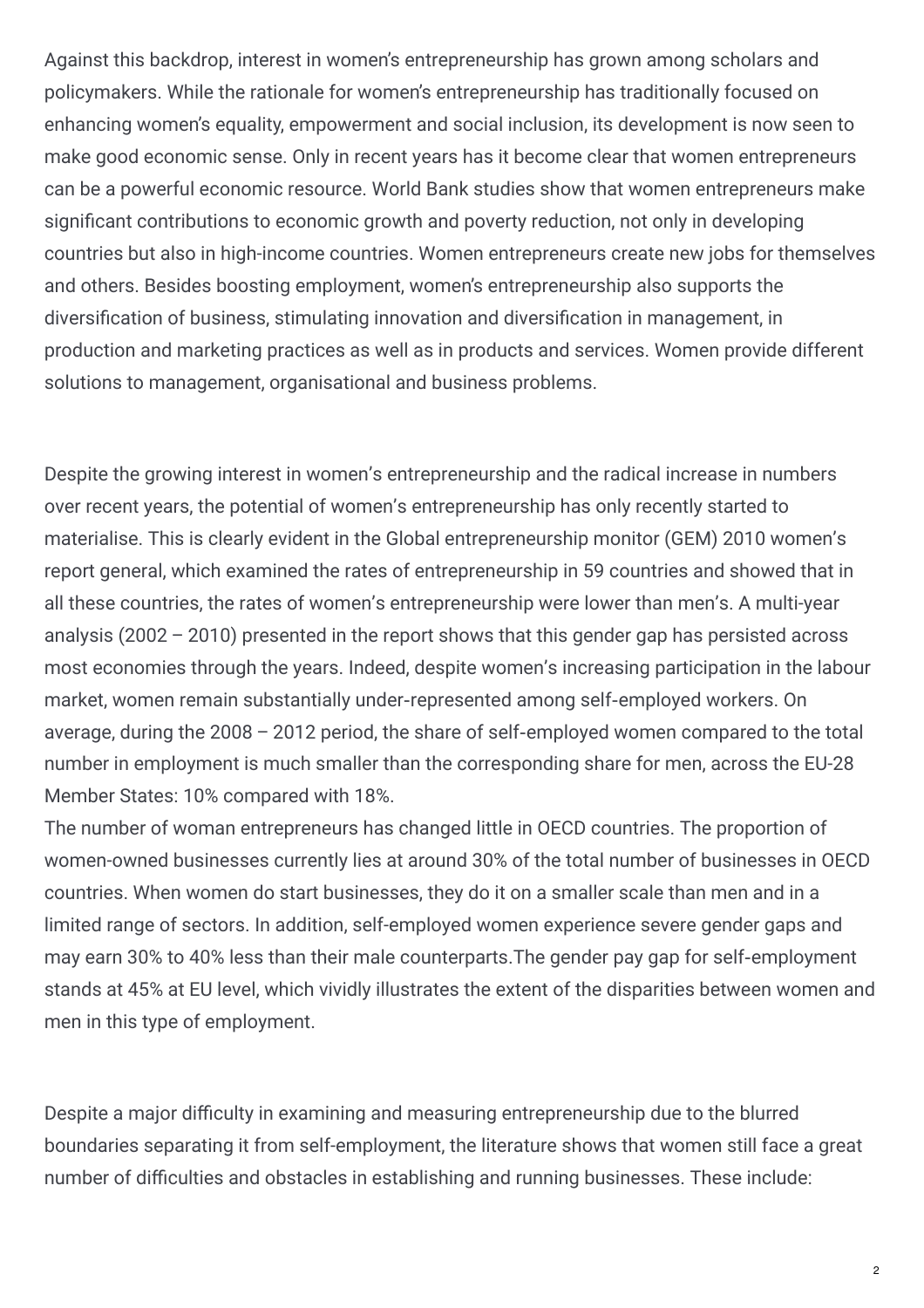Against this backdrop, interest in women's entrepreneurship has grown among scholars and policymakers. While the rationale for women's entrepreneurship has traditionally focused on enhancing women's equality, empowerment and social inclusion, its development is now seen to make good economic sense. Only in recent years has it become clear that women entrepreneurs can be a powerful economic resource. World Bank studies show that women entrepreneurs make significant contributions to economic growth and poverty reduction, not only in developing countries but also in high-income countries. Women entrepreneurs create new jobs for themselves and others. Besides boosting employment, women's entrepreneurship also supports the diversification of business, stimulating innovation and diversification in management, in production and marketing practices as well as in products and services. Women provide different solutions to management, organisational and business problems.

Despite the growing interest in women's entrepreneurship and the radical increase in numbers over recent years, the potential of women's entrepreneurship has only recently started to materialise. This is clearly evident in the Global entrepreneurship monitor (GEM) 2010 women's report general, which examined the rates of entrepreneurship in 59 countries and showed that in all these countries, the rates of women's entrepreneurship were lower than men's. A multi-year analysis (2002 – 2010) presented in the report shows that this gender gap has persisted across most economies through the years. Indeed, despite women's increasing participation in the labour market, women remain substantially under-represented among self-employed workers. On average, during the 2008 – 2012 period, the share of self-employed women compared to the total number in employment is much smaller than the corresponding share for men, across the EU-28 Member States: 10% compared with 18%.
The number of woman entrepreneurs has changed little in OECD countries. The proportion of women-owned businesses currently lies at around 30% of the total number of businesses in OECD countries. When women do start businesses, they do it on a smaller scale than men and in a limited range of sectors. In addition, self-employed women experience severe gender gaps and may earn 30% to 40% less than their male counterparts.The gender pay gap for self-employment stands at 45% at EU level, which vividly illustrates the extent of the disparities between women and men in this type of employment.

Despite a major difficulty in examining and measuring entrepreneurship due to the blurred boundaries separating it from self-employment, the literature shows that women still face a great number of difficulties and obstacles in establishing and running businesses. These include: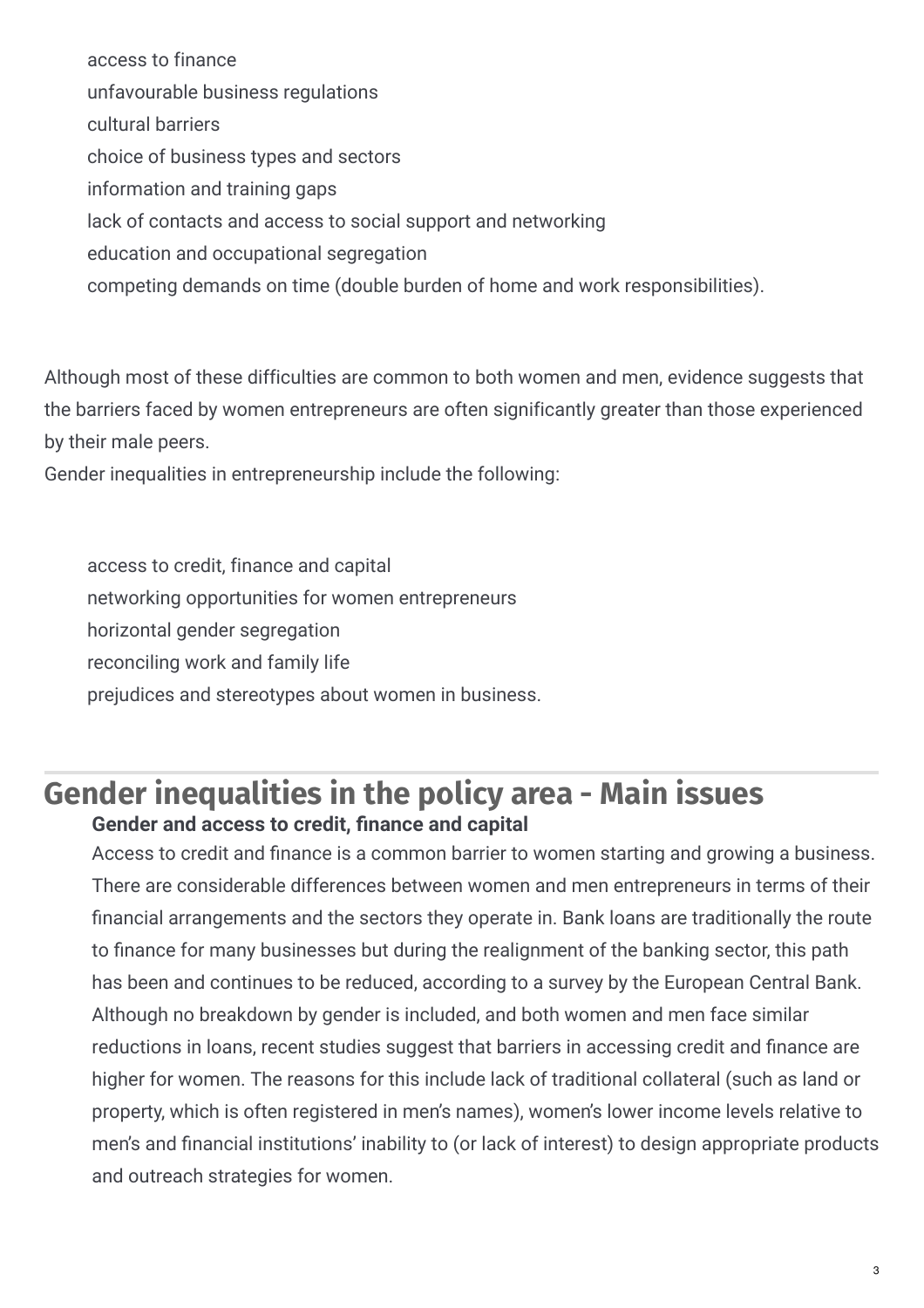- access to finance
- unfavourable business regulations
- cultural barriers
- choice of business types and sectors
- information and training gaps
- lack of contacts and access to social support and networking
- education and occupational segregation
- competing demands on time (double burden of home and work responsibilities).

Although most of these difficulties are common to both women and men, evidence suggests that the barriers faced by women entrepreneurs are often significantly greater than those experienced by their male peers.
Gender inequalities in entrepreneurship include the following:

- access to credit, finance and capital
- networking opportunities for women entrepreneurs
- horizontal gender segregation
- reconciling work and family life
- prejudices and stereotypes about women in business.

## Gender inequalities in the policy area - Main issues

**Gender and access to credit, finance and capital**

Access to credit and finance is a common barrier to women starting and growing a business. There are considerable differences between women and men entrepreneurs in terms of their financial arrangements and the sectors they operate in. Bank loans are traditionally the route to finance for many businesses but during the realignment of the banking sector, this path has been and continues to be reduced, according to a survey by the European Central Bank. Although no breakdown by gender is included, and both women and men face similar reductions in loans, recent studies suggest that barriers in accessing credit and finance are higher for women. The reasons for this include lack of traditional collateral (such as land or property, which is often registered in men's names), women's lower income levels relative to men's and financial institutions' inability to (or lack of interest) to design appropriate products and outreach strategies for women.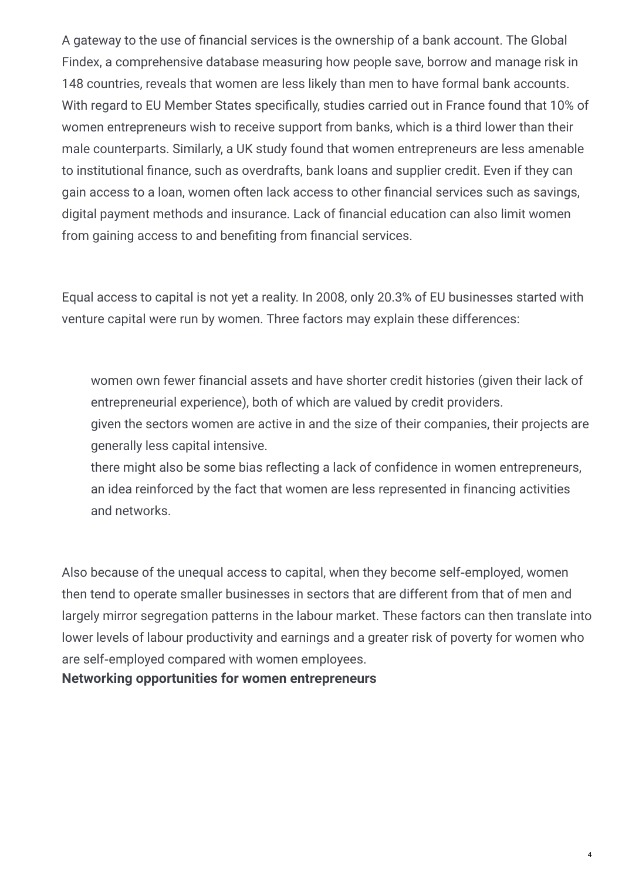A gateway to the use of financial services is the ownership of a bank account. The Global Findex, a comprehensive database measuring how people save, borrow and manage risk in 148 countries, reveals that women are less likely than men to have formal bank accounts. With regard to EU Member States specifically, studies carried out in France found that 10% of women entrepreneurs wish to receive support from banks, which is a third lower than their male counterparts. Similarly, a UK study found that women entrepreneurs are less amenable to institutional finance, such as overdrafts, bank loans and supplier credit. Even if they can gain access to a loan, women often lack access to other financial services such as savings, digital payment methods and insurance. Lack of financial education can also limit women from gaining access to and benefiting from financial services.

Equal access to capital is not yet a reality. In 2008, only 20.3% of EU businesses started with venture capital were run by women. Three factors may explain these differences:

- women own fewer financial assets and have shorter credit histories (given their lack of entrepreneurial experience), both of which are valued by credit providers.
- given the sectors women are active in and the size of their companies, their projects are generally less capital intensive.
- there might also be some bias reflecting a lack of confidence in women entrepreneurs, an idea reinforced by the fact that women are less represented in financing activities and networks.

Also because of the unequal access to capital, when they become self-employed, women then tend to operate smaller businesses in sectors that are different from that of men and largely mirror segregation patterns in the labour market. These factors can then translate into lower levels of labour productivity and earnings and a greater risk of poverty for women who are self-employed compared with women employees.

**Networking opportunities for women entrepreneurs**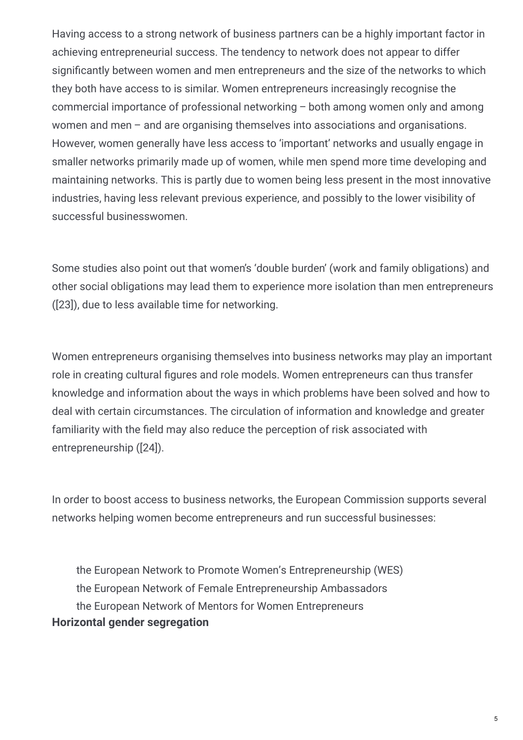Having access to a strong network of business partners can be a highly important factor in achieving entrepreneurial success. The tendency to network does not appear to differ significantly between women and men entrepreneurs and the size of the networks to which they both have access to is similar. Women entrepreneurs increasingly recognise the commercial importance of professional networking – both among women only and among women and men – and are organising themselves into associations and organisations. However, women generally have less access to 'important' networks and usually engage in smaller networks primarily made up of women, while men spend more time developing and maintaining networks. This is partly due to women being less present in the most innovative industries, having less relevant previous experience, and possibly to the lower visibility of successful businesswomen.

Some studies also point out that women's 'double burden' (work and family obligations) and other social obligations may lead them to experience more isolation than men entrepreneurs ([23]), due to less available time for networking.

Women entrepreneurs organising themselves into business networks may play an important role in creating cultural figures and role models. Women entrepreneurs can thus transfer knowledge and information about the ways in which problems have been solved and how to deal with certain circumstances. The circulation of information and knowledge and greater familiarity with the field may also reduce the perception of risk associated with entrepreneurship ([24]).

In order to boost access to business networks, the European Commission supports several networks helping women become entrepreneurs and run successful businesses:

- the European Network to Promote Women's Entrepreneurship (WES)
- the European Network of Female Entrepreneurship Ambassadors
- the European Network of Mentors for Women Entrepreneurs

**Horizontal gender segregation**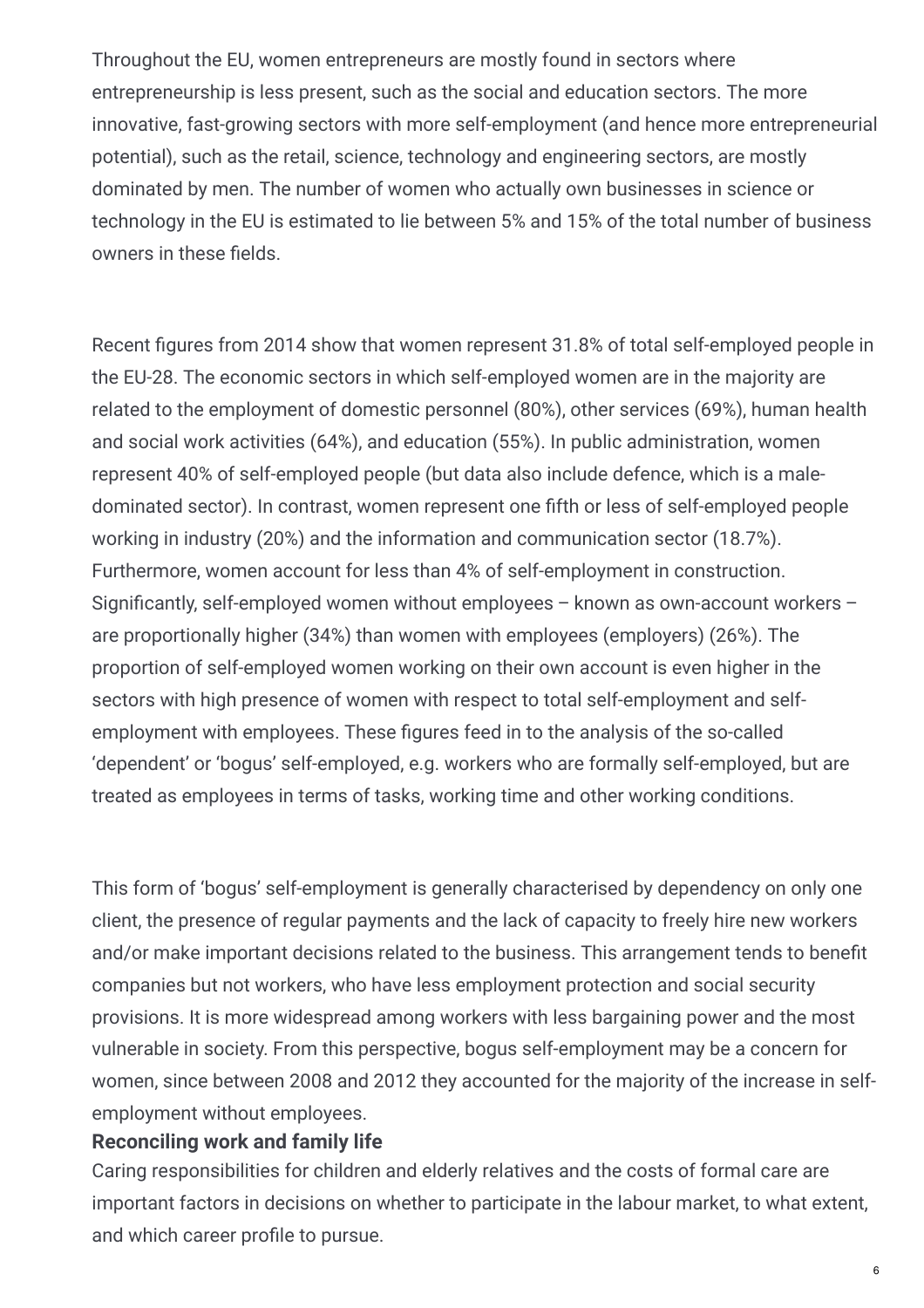Throughout the EU, women entrepreneurs are mostly found in sectors where entrepreneurship is less present, such as the social and education sectors. The more innovative, fast-growing sectors with more self-employment (and hence more entrepreneurial potential), such as the retail, science, technology and engineering sectors, are mostly dominated by men. The number of women who actually own businesses in science or technology in the EU is estimated to lie between 5% and 15% of the total number of business owners in these fields.

Recent figures from 2014 show that women represent 31.8% of total self-employed people in the EU-28. The economic sectors in which self-employed women are in the majority are related to the employment of domestic personnel (80%), other services (69%), human health and social work activities (64%), and education (55%). In public administration, women represent 40% of self-employed people (but data also include defence, which is a male-dominated sector). In contrast, women represent one fifth or less of self-employed people working in industry (20%) and the information and communication sector (18.7%). Furthermore, women account for less than 4% of self-employment in construction. Significantly, self-employed women without employees – known as own-account workers – are proportionally higher (34%) than women with employees (employers) (26%). The proportion of self-employed women working on their own account is even higher in the sectors with high presence of women with respect to total self-employment and self-employment with employees. These figures feed in to the analysis of the so-called 'dependent' or 'bogus' self-employed, e.g. workers who are formally self-employed, but are treated as employees in terms of tasks, working time and other working conditions.

This form of 'bogus' self-employment is generally characterised by dependency on only one client, the presence of regular payments and the lack of capacity to freely hire new workers and/or make important decisions related to the business. This arrangement tends to benefit companies but not workers, who have less employment protection and social security provisions. It is more widespread among workers with less bargaining power and the most vulnerable in society. From this perspective, bogus self-employment may be a concern for women, since between 2008 and 2012 they accounted for the majority of the increase in self-employment without employees.

**Reconciling work and family life**

Caring responsibilities for children and elderly relatives and the costs of formal care are important factors in decisions on whether to participate in the labour market, to what extent, and which career profile to pursue.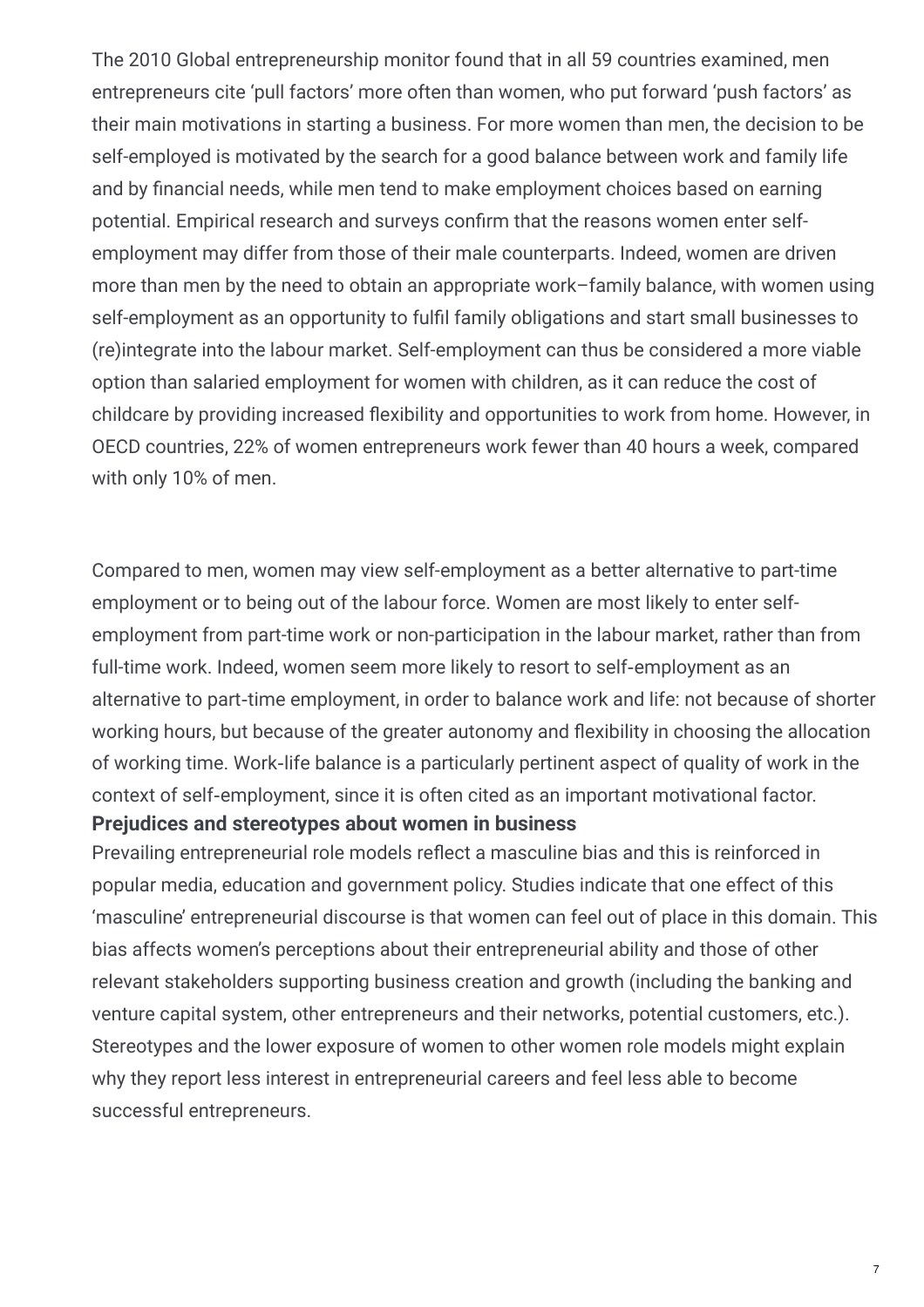The 2010 Global entrepreneurship monitor found that in all 59 countries examined, men entrepreneurs cite 'pull factors' more often than women, who put forward 'push factors' as their main motivations in starting a business. For more women than men, the decision to be self-employed is motivated by the search for a good balance between work and family life and by financial needs, while men tend to make employment choices based on earning potential. Empirical research and surveys confirm that the reasons women enter self-employment may differ from those of their male counterparts. Indeed, women are driven more than men by the need to obtain an appropriate work–family balance, with women using self-employment as an opportunity to fulfil family obligations and start small businesses to (re)integrate into the labour market. Self-employment can thus be considered a more viable option than salaried employment for women with children, as it can reduce the cost of childcare by providing increased flexibility and opportunities to work from home. However, in OECD countries, 22% of women entrepreneurs work fewer than 40 hours a week, compared with only 10% of men.

Compared to men, women may view self-employment as a better alternative to part-time employment or to being out of the labour force. Women are most likely to enter self-employment from part-time work or non-participation in the labour market, rather than from full-time work. Indeed, women seem more likely to resort to self-employment as an alternative to part-time employment, in order to balance work and life: not because of shorter working hours, but because of the greater autonomy and flexibility in choosing the allocation of working time. Work-life balance is a particularly pertinent aspect of quality of work in the context of self-employment, since it is often cited as an important motivational factor.

**Prejudices and stereotypes about women in business**

Prevailing entrepreneurial role models reflect a masculine bias and this is reinforced in popular media, education and government policy. Studies indicate that one effect of this 'masculine' entrepreneurial discourse is that women can feel out of place in this domain. This bias affects women's perceptions about their entrepreneurial ability and those of other relevant stakeholders supporting business creation and growth (including the banking and venture capital system, other entrepreneurs and their networks, potential customers, etc.). Stereotypes and the lower exposure of women to other women role models might explain why they report less interest in entrepreneurial careers and feel less able to become successful entrepreneurs.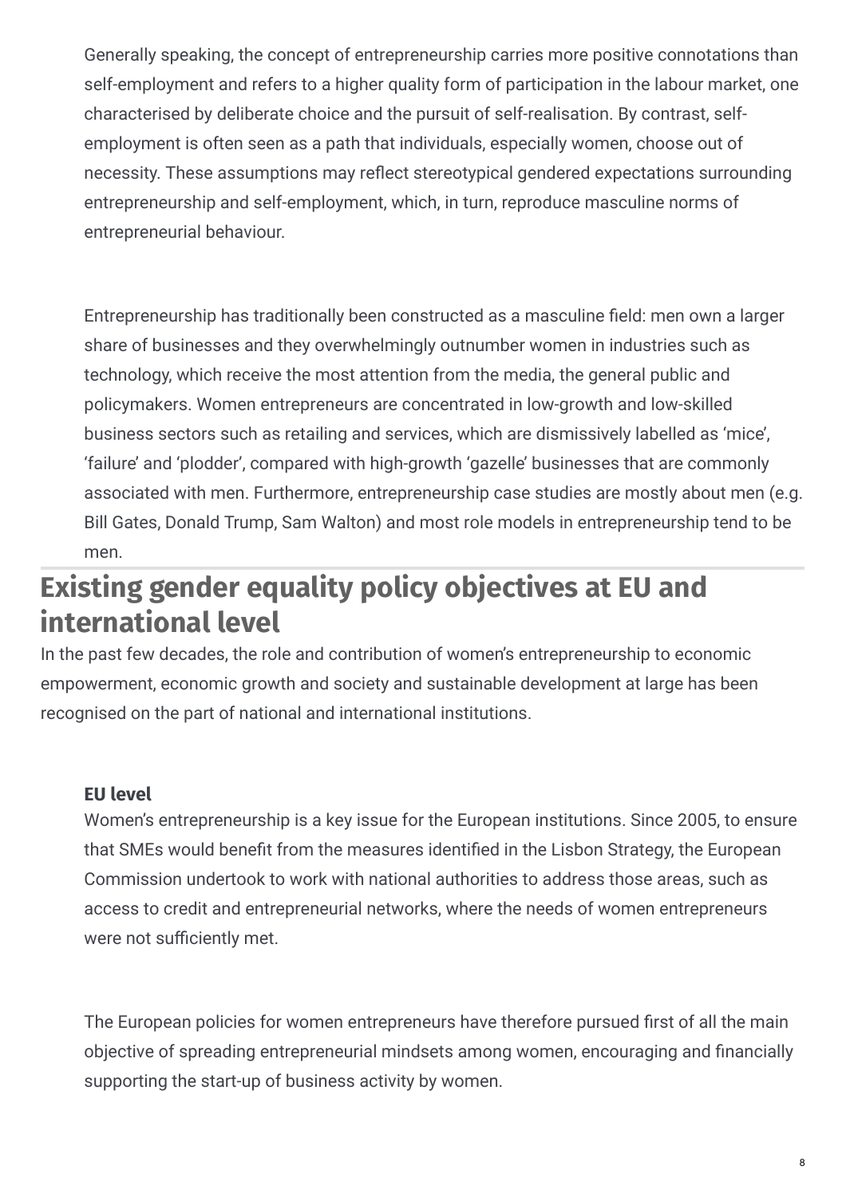Generally speaking, the concept of entrepreneurship carries more positive connotations than self-employment and refers to a higher quality form of participation in the labour market, one characterised by deliberate choice and the pursuit of self-realisation. By contrast, self-employment is often seen as a path that individuals, especially women, choose out of necessity. These assumptions may reflect stereotypical gendered expectations surrounding entrepreneurship and self-employment, which, in turn, reproduce masculine norms of entrepreneurial behaviour.

Entrepreneurship has traditionally been constructed as a masculine field: men own a larger share of businesses and they overwhelmingly outnumber women in industries such as technology, which receive the most attention from the media, the general public and policymakers. Women entrepreneurs are concentrated in low-growth and low-skilled business sectors such as retailing and services, which are dismissively labelled as 'mice', 'failure' and 'plodder', compared with high-growth 'gazelle' businesses that are commonly associated with men. Furthermore, entrepreneurship case studies are mostly about men (e.g. Bill Gates, Donald Trump, Sam Walton) and most role models in entrepreneurship tend to be men.

## Existing gender equality policy objectives at EU and international level

In the past few decades, the role and contribution of women's entrepreneurship to economic empowerment, economic growth and society and sustainable development at large has been recognised on the part of national and international institutions.

### EU level

Women's entrepreneurship is a key issue for the European institutions. Since 2005, to ensure that SMEs would benefit from the measures identified in the Lisbon Strategy, the European Commission undertook to work with national authorities to address those areas, such as access to credit and entrepreneurial networks, where the needs of women entrepreneurs were not sufficiently met.

The European policies for women entrepreneurs have therefore pursued first of all the main objective of spreading entrepreneurial mindsets among women, encouraging and financially supporting the start-up of business activity by women.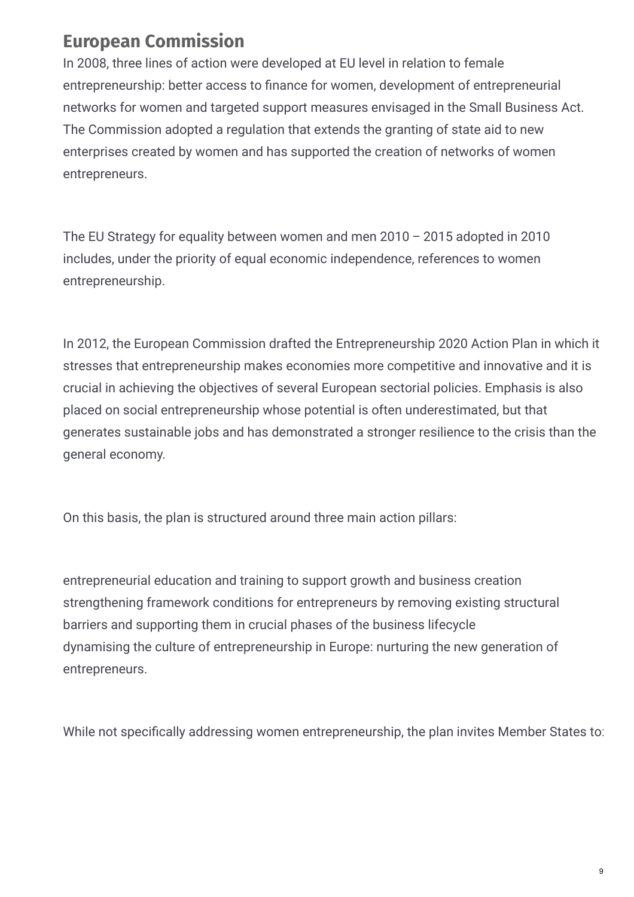## European Commission

In 2008, three lines of action were developed at EU level in relation to female entrepreneurship: better access to finance for women, development of entrepreneurial networks for women and targeted support measures envisaged in the Small Business Act. The Commission adopted a regulation that extends the granting of state aid to new enterprises created by women and has supported the creation of networks of women entrepreneurs.

The EU Strategy for equality between women and men 2010 – 2015 adopted in 2010 includes, under the priority of equal economic independence, references to women entrepreneurship.

In 2012, the European Commission drafted the Entrepreneurship 2020 Action Plan in which it stresses that entrepreneurship makes economies more competitive and innovative and it is crucial in achieving the objectives of several European sectorial policies. Emphasis is also placed on social entrepreneurship whose potential is often underestimated, but that generates sustainable jobs and has demonstrated a stronger resilience to the crisis than the general economy.

On this basis, the plan is structured around three main action pillars:

entrepreneurial education and training to support growth and business creation
strengthening framework conditions for entrepreneurs by removing existing structural barriers and supporting them in crucial phases of the business lifecycle
dynamising the culture of entrepreneurship in Europe: nurturing the new generation of entrepreneurs.

While not specifically addressing women entrepreneurship, the plan invites Member States to: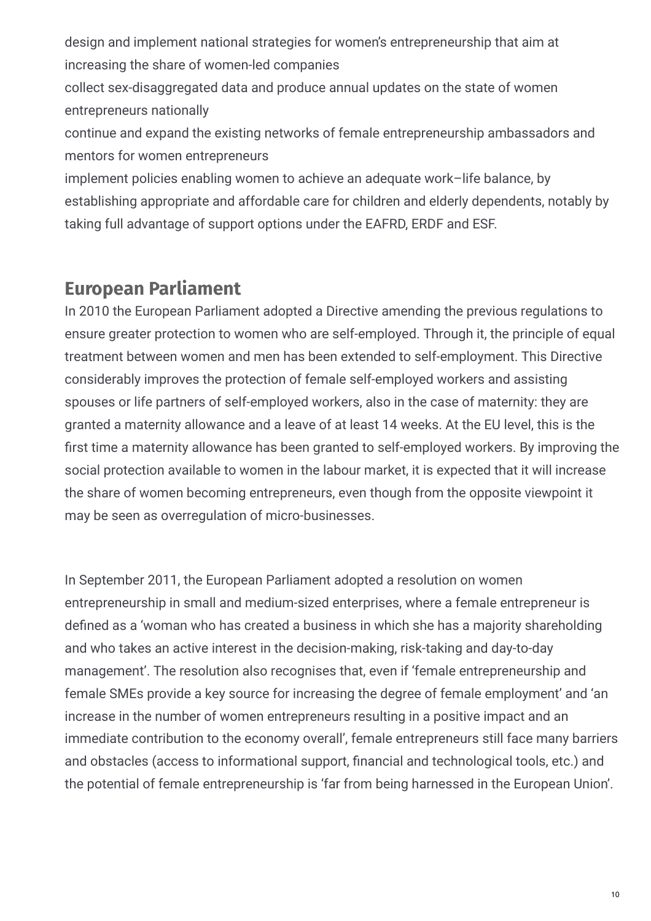design and implement national strategies for women's entrepreneurship that aim at increasing the share of women-led companies

collect sex-disaggregated data and produce annual updates on the state of women entrepreneurs nationally

continue and expand the existing networks of female entrepreneurship ambassadors and mentors for women entrepreneurs

implement policies enabling women to achieve an adequate work–life balance, by establishing appropriate and affordable care for children and elderly dependents, notably by taking full advantage of support options under the EAFRD, ERDF and ESF.

## European Parliament

In 2010 the European Parliament adopted a Directive amending the previous regulations to ensure greater protection to women who are self-employed. Through it, the principle of equal treatment between women and men has been extended to self-employment. This Directive considerably improves the protection of female self-employed workers and assisting spouses or life partners of self-employed workers, also in the case of maternity: they are granted a maternity allowance and a leave of at least 14 weeks. At the EU level, this is the first time a maternity allowance has been granted to self-employed workers. By improving the social protection available to women in the labour market, it is expected that it will increase the share of women becoming entrepreneurs, even though from the opposite viewpoint it may be seen as overregulation of micro-businesses.

In September 2011, the European Parliament adopted a resolution on women entrepreneurship in small and medium-sized enterprises, where a female entrepreneur is defined as a 'woman who has created a business in which she has a majority shareholding and who takes an active interest in the decision-making, risk-taking and day-to-day management'. The resolution also recognises that, even if 'female entrepreneurship and female SMEs provide a key source for increasing the degree of female employment' and 'an increase in the number of women entrepreneurs resulting in a positive impact and an immediate contribution to the economy overall', female entrepreneurs still face many barriers and obstacles (access to informational support, financial and technological tools, etc.) and the potential of female entrepreneurship is 'far from being harnessed in the European Union'.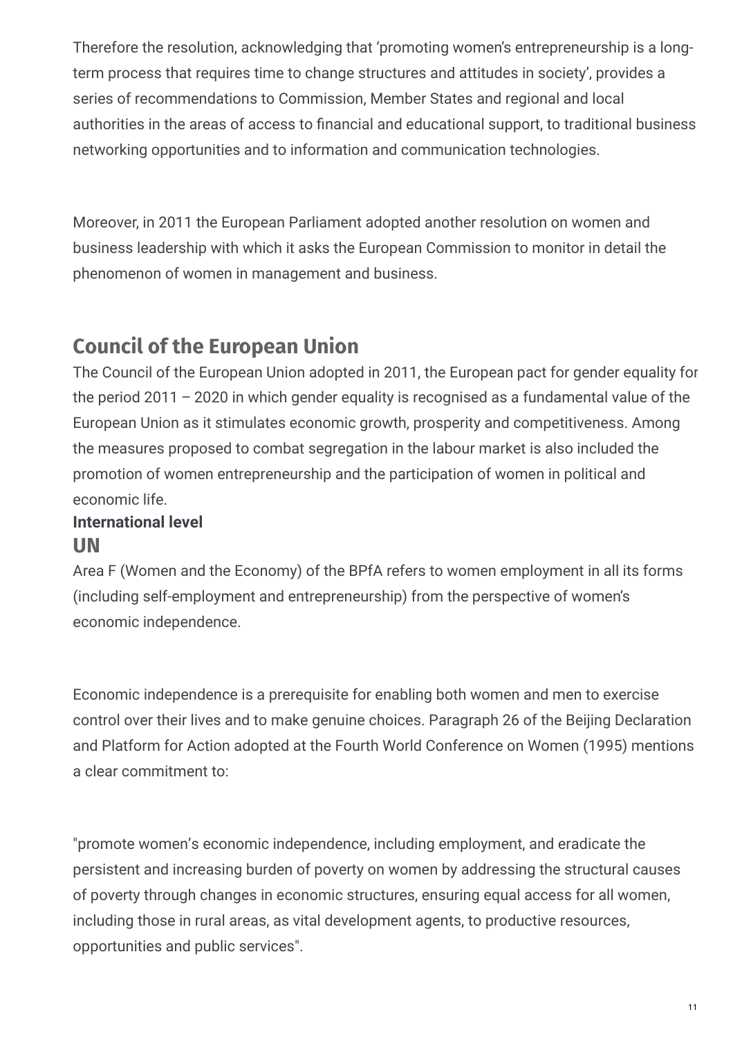Therefore the resolution, acknowledging that ‘promoting women’s entrepreneurship is a long-term process that requires time to change structures and attitudes in society’, provides a series of recommendations to Commission, Member States and regional and local authorities in the areas of access to financial and educational support, to traditional business networking opportunities and to information and communication technologies.

Moreover, in 2011 the European Parliament adopted another resolution on women and business leadership with which it asks the European Commission to monitor in detail the phenomenon of women in management and business.

## Council of the European Union

The Council of the European Union adopted in 2011, the European pact for gender equality for the period 2011 – 2020 in which gender equality is recognised as a fundamental value of the European Union as it stimulates economic growth, prosperity and competitiveness. Among the measures proposed to combat segregation in the labour market is also included the promotion of women entrepreneurship and the participation of women in political and economic life.

**International level**

### UN

Area F (Women and the Economy) of the BPfA refers to women employment in all its forms (including self-employment and entrepreneurship) from the perspective of women’s economic independence.

Economic independence is a prerequisite for enabling both women and men to exercise control over their lives and to make genuine choices. Paragraph 26 of the Beijing Declaration and Platform for Action adopted at the Fourth World Conference on Women (1995) mentions a clear commitment to:

"promote women’s economic independence, including employment, and eradicate the persistent and increasing burden of poverty on women by addressing the structural causes of poverty through changes in economic structures, ensuring equal access for all women, including those in rural areas, as vital development agents, to productive resources, opportunities and public services".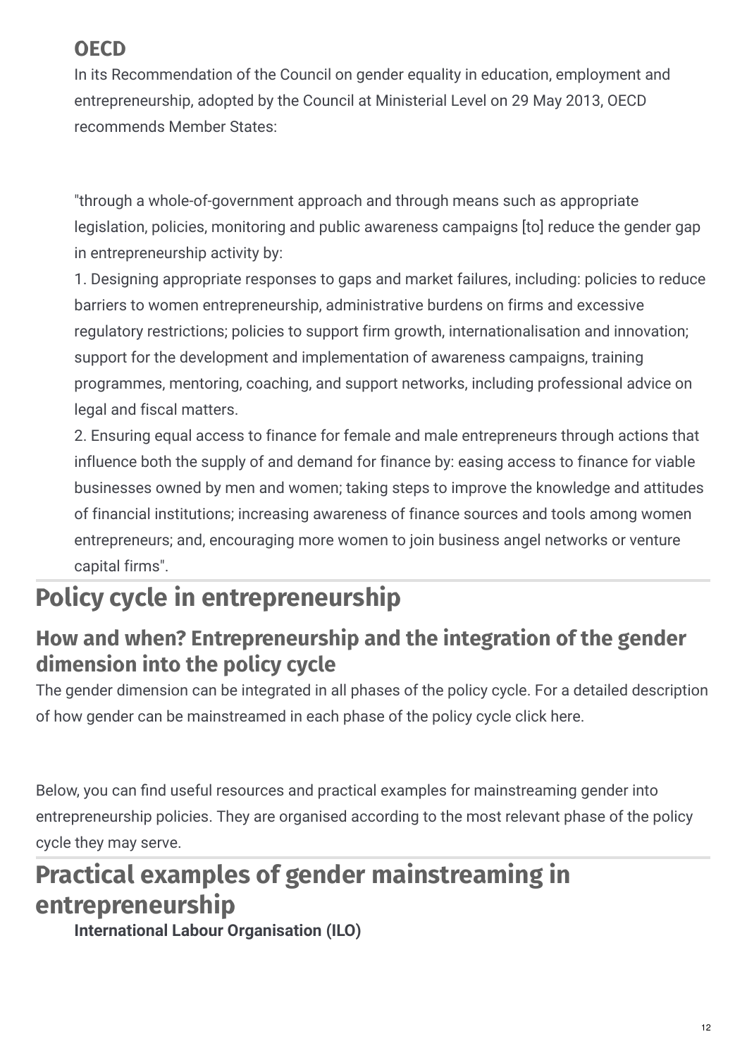### OECD

In its Recommendation of the Council on gender equality in education, employment and entrepreneurship, adopted by the Council at Ministerial Level on 29 May 2013, OECD recommends Member States:

> "through a whole-of-government approach and through means such as appropriate legislation, policies, monitoring and public awareness campaigns [to] reduce the gender gap in entrepreneurship activity by:
>
> 1. Designing appropriate responses to gaps and market failures, including: policies to reduce barriers to women entrepreneurship, administrative burdens on firms and excessive regulatory restrictions; policies to support firm growth, internationalisation and innovation; support for the development and implementation of awareness campaigns, training programmes, mentoring, coaching, and support networks, including professional advice on legal and fiscal matters.
> 2. Ensuring equal access to finance for female and male entrepreneurs through actions that influence both the supply of and demand for finance by: easing access to finance for viable businesses owned by men and women; taking steps to improve the knowledge and attitudes of financial institutions; increasing awareness of finance sources and tools among women entrepreneurs; and, encouraging more women to join business angel networks or venture capital firms".

## Policy cycle in entrepreneurship

### How and when? Entrepreneurship and the integration of the gender dimension into the policy cycle

The gender dimension can be integrated in all phases of the policy cycle. For a detailed description of how gender can be mainstreamed in each phase of the policy cycle click here.

Below, you can find useful resources and practical examples for mainstreaming gender into entrepreneurship policies. They are organised according to the most relevant phase of the policy cycle they may serve.

## Practical examples of gender mainstreaming in entrepreneurship

**International Labour Organisation (ILO)**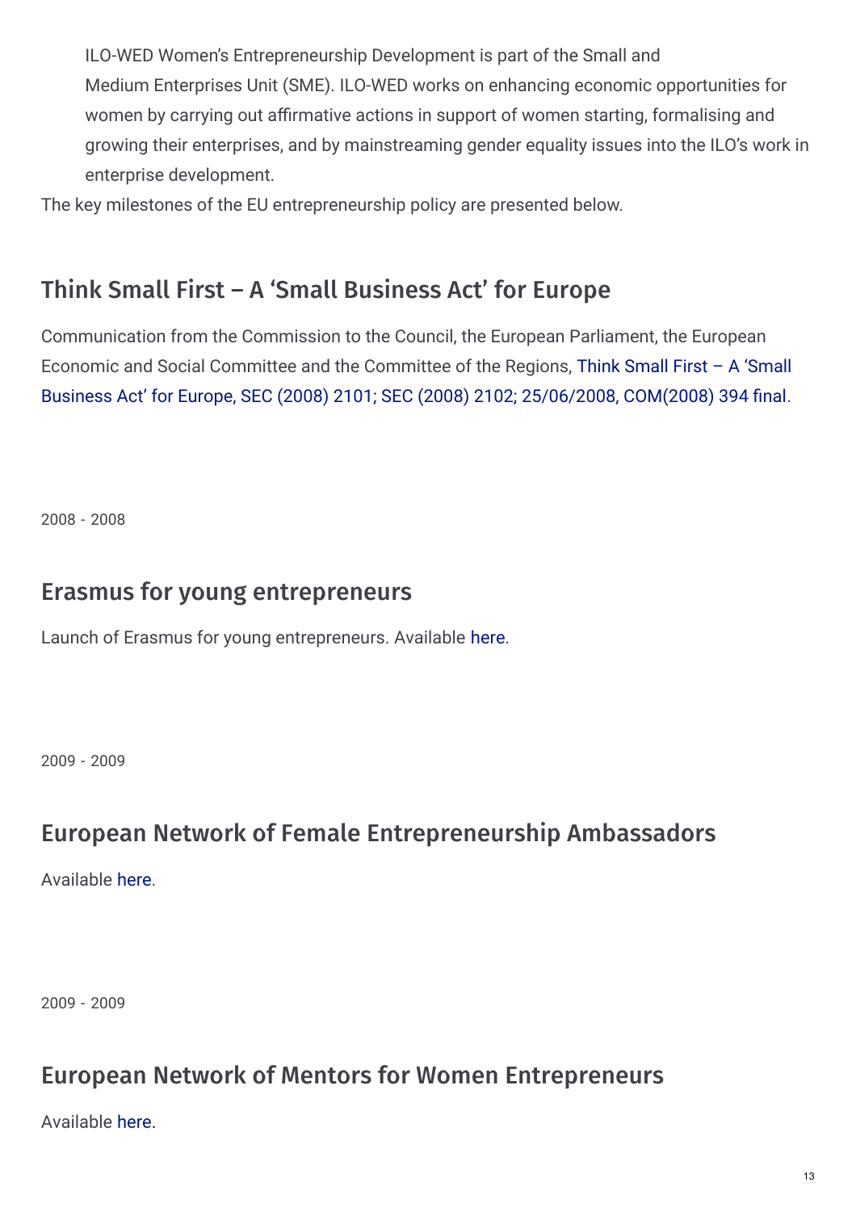ILO-WED Women's Entrepreneurship Development is part of the Small and Medium Enterprises Unit (SME). ILO-WED works on enhancing economic opportunities for women by carrying out affirmative actions in support of women starting, formalising and growing their enterprises, and by mainstreaming gender equality issues into the ILO's work in enterprise development.

The key milestones of the EU entrepreneurship policy are presented below.

## Think Small First – A 'Small Business Act' for Europe

Communication from the Commission to the Council, the European Parliament, the European Economic and Social Committee and the Committee of the Regions, Think Small First – A 'Small Business Act' for Europe, SEC (2008) 2101; SEC (2008) 2102; 25/06/2008, COM(2008) 394 final.

2008 - 2008

## Erasmus for young entrepreneurs

Launch of Erasmus for young entrepreneurs. Available here.

2009 - 2009

## European Network of Female Entrepreneurship Ambassadors

Available here.

2009 - 2009

## European Network of Mentors for Women Entrepreneurs

Available here.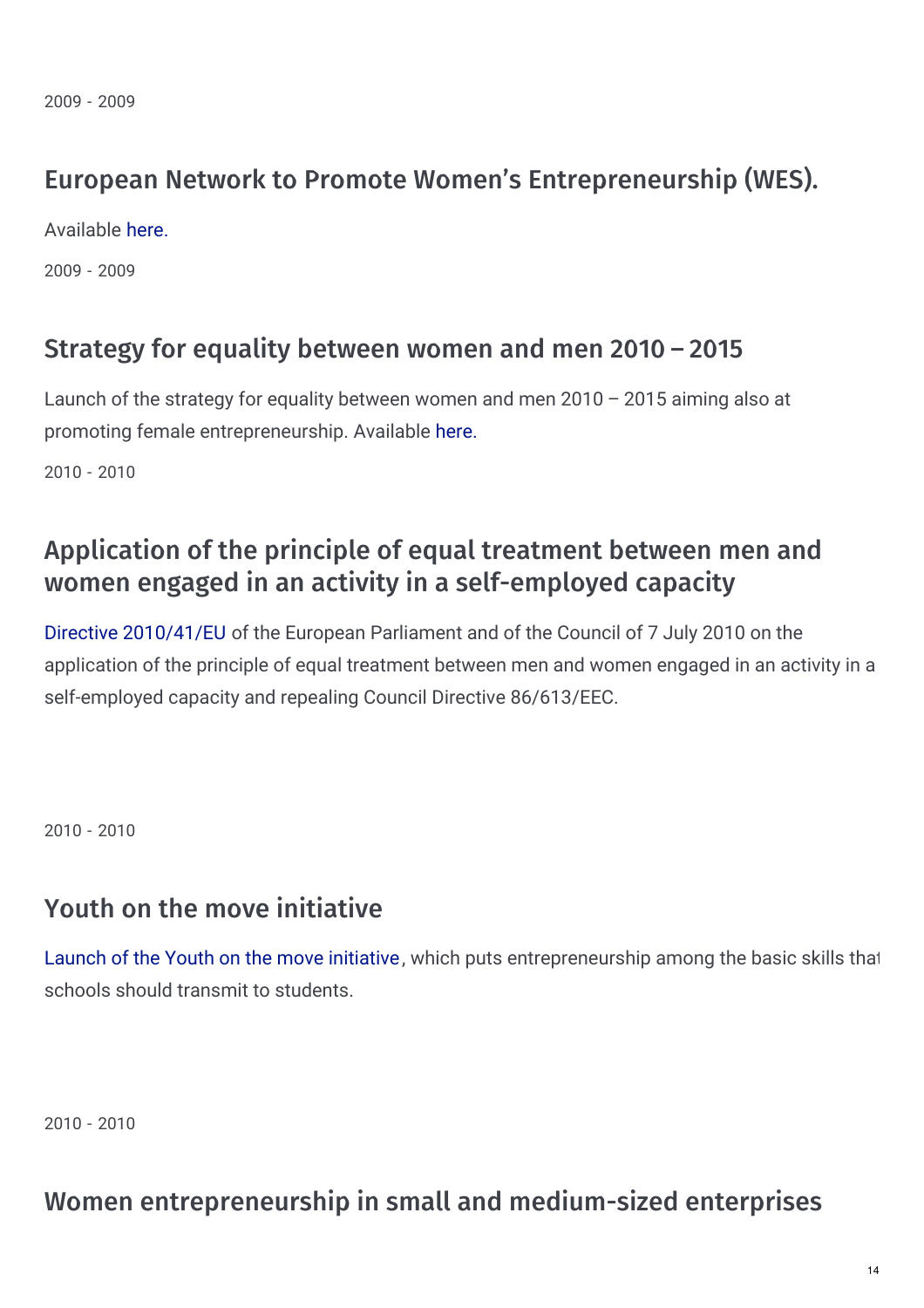2009 - 2009

## European Network to Promote Women's Entrepreneurship (WES).

Available here.

2009 - 2009

## Strategy for equality between women and men 2010 – 2015

Launch of the strategy for equality between women and men 2010 – 2015 aiming also at promoting female entrepreneurship. Available here.

2010 - 2010

## Application of the principle of equal treatment between men and women engaged in an activity in a self-employed capacity

Directive 2010/41/EU of the European Parliament and of the Council of 7 July 2010 on the application of the principle of equal treatment between men and women engaged in an activity in a self-employed capacity and repealing Council Directive 86/613/EEC.

2010 - 2010

## Youth on the move initiative

Launch of the Youth on the move initiative, which puts entrepreneurship among the basic skills that schools should transmit to students.

2010 - 2010

## Women entrepreneurship in small and medium-sized enterprises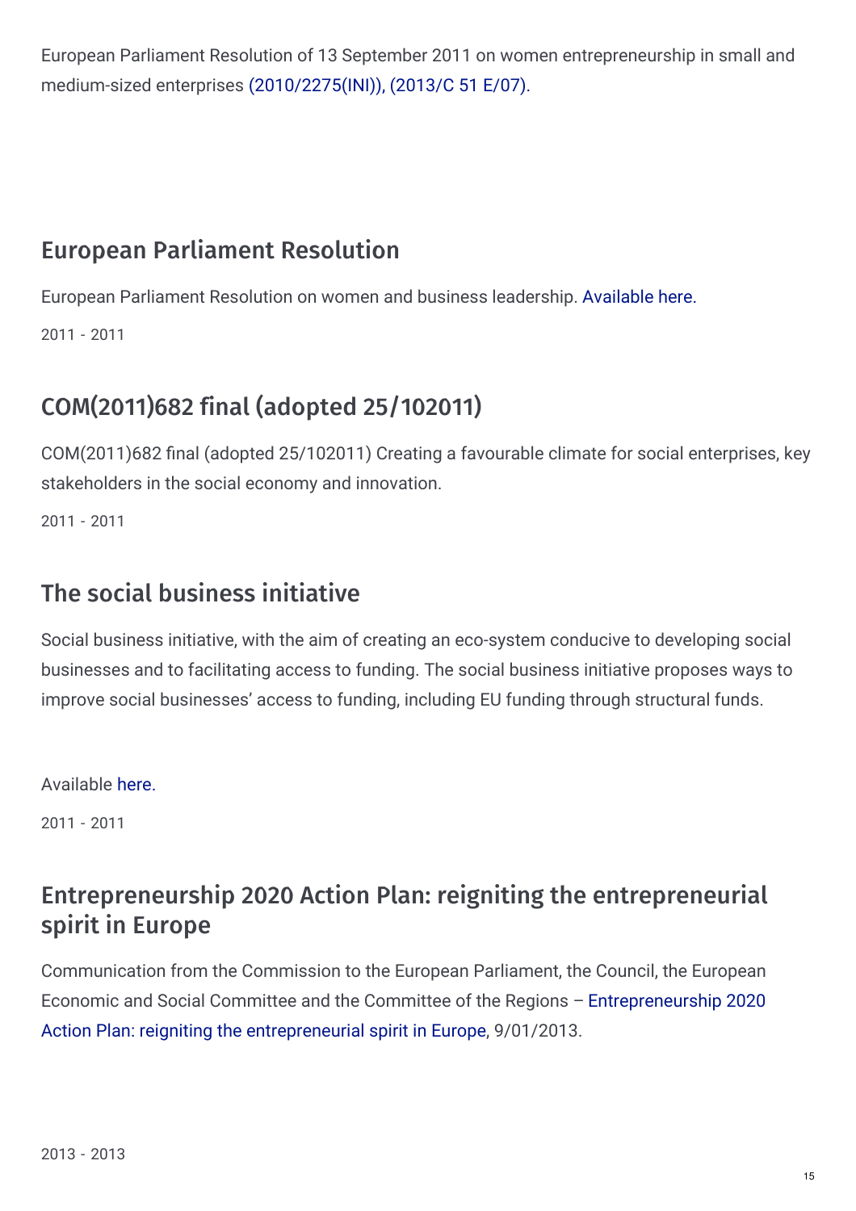European Parliament Resolution of 13 September 2011 on women entrepreneurship in small and medium-sized enterprises (2010/2275(INI)), (2013/C 51 E/07).

## European Parliament Resolution

European Parliament Resolution on women and business leadership. Available here.

2011 - 2011

## COM(2011)682 final (adopted 25/102011)

COM(2011)682 final (adopted 25/102011) Creating a favourable climate for social enterprises, key stakeholders in the social economy and innovation.

2011 - 2011

## The social business initiative

Social business initiative, with the aim of creating an eco-system conducive to developing social businesses and to facilitating access to funding. The social business initiative proposes ways to improve social businesses' access to funding, including EU funding through structural funds.

Available here.

2011 - 2011

## Entrepreneurship 2020 Action Plan: reigniting the entrepreneurial spirit in Europe

Communication from the Commission to the European Parliament, the Council, the European Economic and Social Committee and the Committee of the Regions – Entrepreneurship 2020 Action Plan: reigniting the entrepreneurial spirit in Europe, 9/01/2013.

2013 - 2013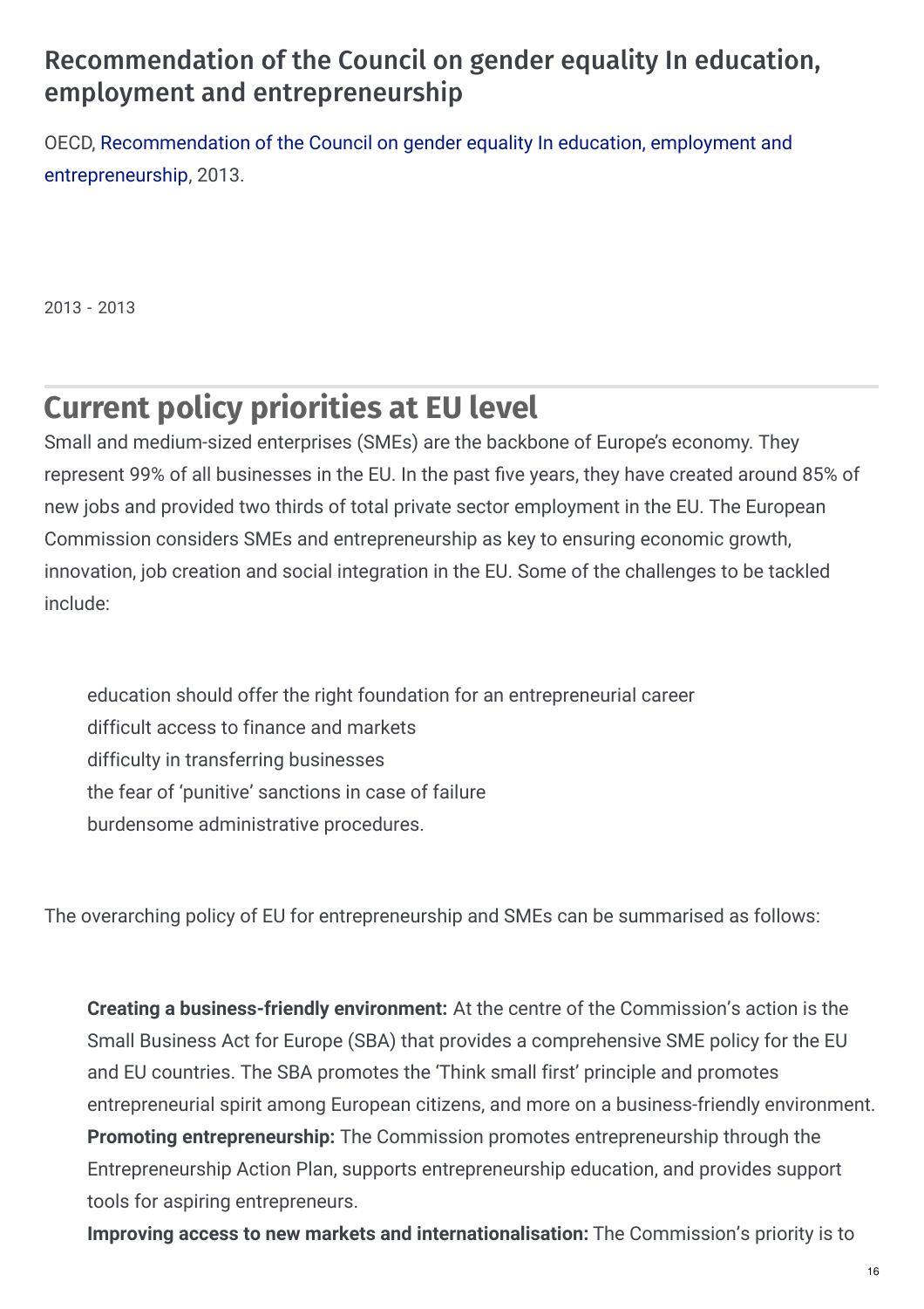### Recommendation of the Council on gender equality In education, employment and entrepreneurship

OECD, Recommendation of the Council on gender equality In education, employment and entrepreneurship, 2013.

2013 - 2013

## Current policy priorities at EU level

Small and medium-sized enterprises (SMEs) are the backbone of Europe's economy. They represent 99% of all businesses in the EU. In the past five years, they have created around 85% of new jobs and provided two thirds of total private sector employment in the EU. The European Commission considers SMEs and entrepreneurship as key to ensuring economic growth, innovation, job creation and social integration in the EU. Some of the challenges to be tackled include:

- education should offer the right foundation for an entrepreneurial career
- difficult access to finance and markets
- difficulty in transferring businesses
- the fear of 'punitive' sanctions in case of failure
- burdensome administrative procedures.

The overarching policy of EU for entrepreneurship and SMEs can be summarised as follows:

- **Creating a business-friendly environment:** At the centre of the Commission's action is the Small Business Act for Europe (SBA) that provides a comprehensive SME policy for the EU and EU countries. The SBA promotes the 'Think small first' principle and promotes entrepreneurial spirit among European citizens, and more on a business-friendly environment.
- **Promoting entrepreneurship:** The Commission promotes entrepreneurship through the Entrepreneurship Action Plan, supports entrepreneurship education, and provides support tools for aspiring entrepreneurs.
- **Improving access to new markets and internationalisation:** The Commission's priority is to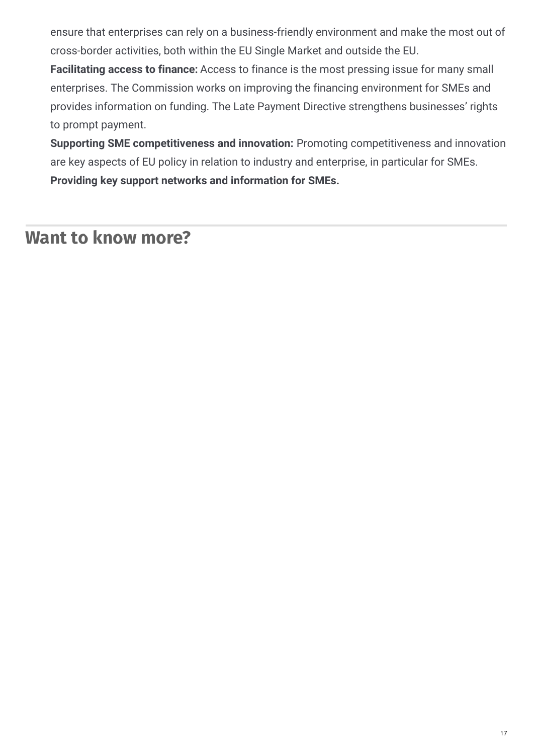ensure that enterprises can rely on a business-friendly environment and make the most out of cross-border activities, both within the EU Single Market and outside the EU.

**Facilitating access to finance:** Access to finance is the most pressing issue for many small enterprises. The Commission works on improving the financing environment for SMEs and provides information on funding. The Late Payment Directive strengthens businesses' rights to prompt payment.

**Supporting SME competitiveness and innovation:** Promoting competitiveness and innovation are key aspects of EU policy in relation to industry and enterprise, in particular for SMEs.

**Providing key support networks and information for SMEs.**

## Want to know more?